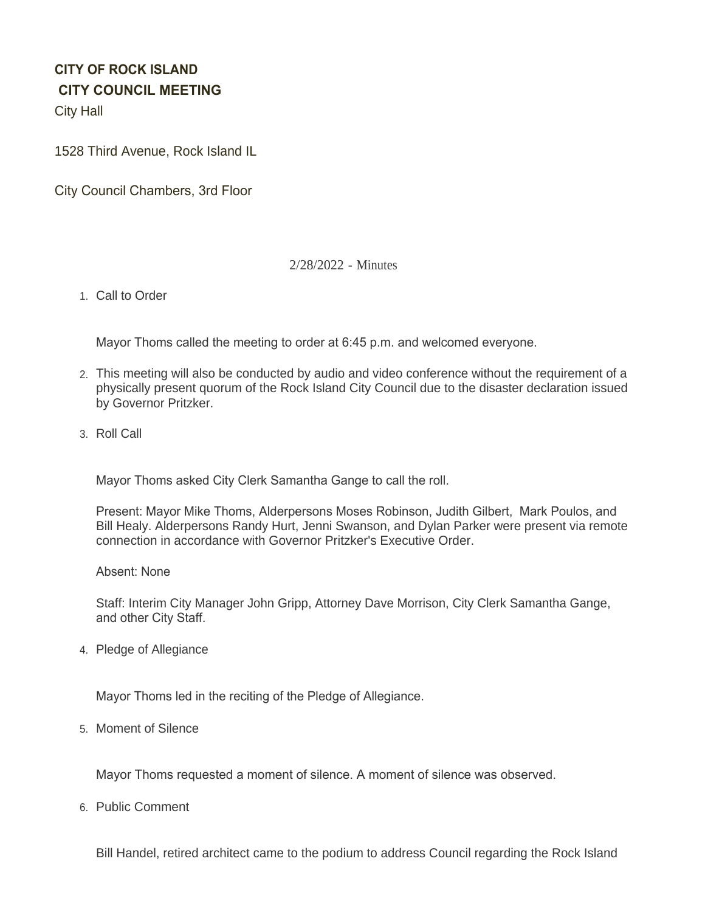**CITY OF ROCK ISLAND**

**CITY COUNCIL MEETING**

City Hall

1528 Third Avenue, Rock Island IL

City Council Chambers, 3rd Floor

2/28/2022 - Minutes

1. Call to Order

   Mayor Thoms called the meeting to order at 6:45 p.m. and welcomed everyone.

2. This meeting will also be conducted by audio and video conference without the requirement of a physically present quorum of the Rock Island City Council due to the disaster declaration issued by Governor Pritzker.

3. Roll Call

   Mayor Thoms asked City Clerk Samantha Gange to call the roll.

   Present: Mayor Mike Thoms, Alderpersons Moses Robinson, Judith Gilbert, Mark Poulos, and Bill Healy. Alderpersons Randy Hurt, Jenni Swanson, and Dylan Parker were present via remote connection in accordance with Governor Pritzker's Executive Order.

   Absent: None

   Staff: Interim City Manager John Gripp, Attorney Dave Morrison, City Clerk Samantha Gange, and other City Staff.

4. Pledge of Allegiance

   Mayor Thoms led in the reciting of the Pledge of Allegiance.

5. Moment of Silence

   Mayor Thoms requested a moment of silence. A moment of silence was observed.

6. Public Comment

   Bill Handel, retired architect came to the podium to address Council regarding the Rock Island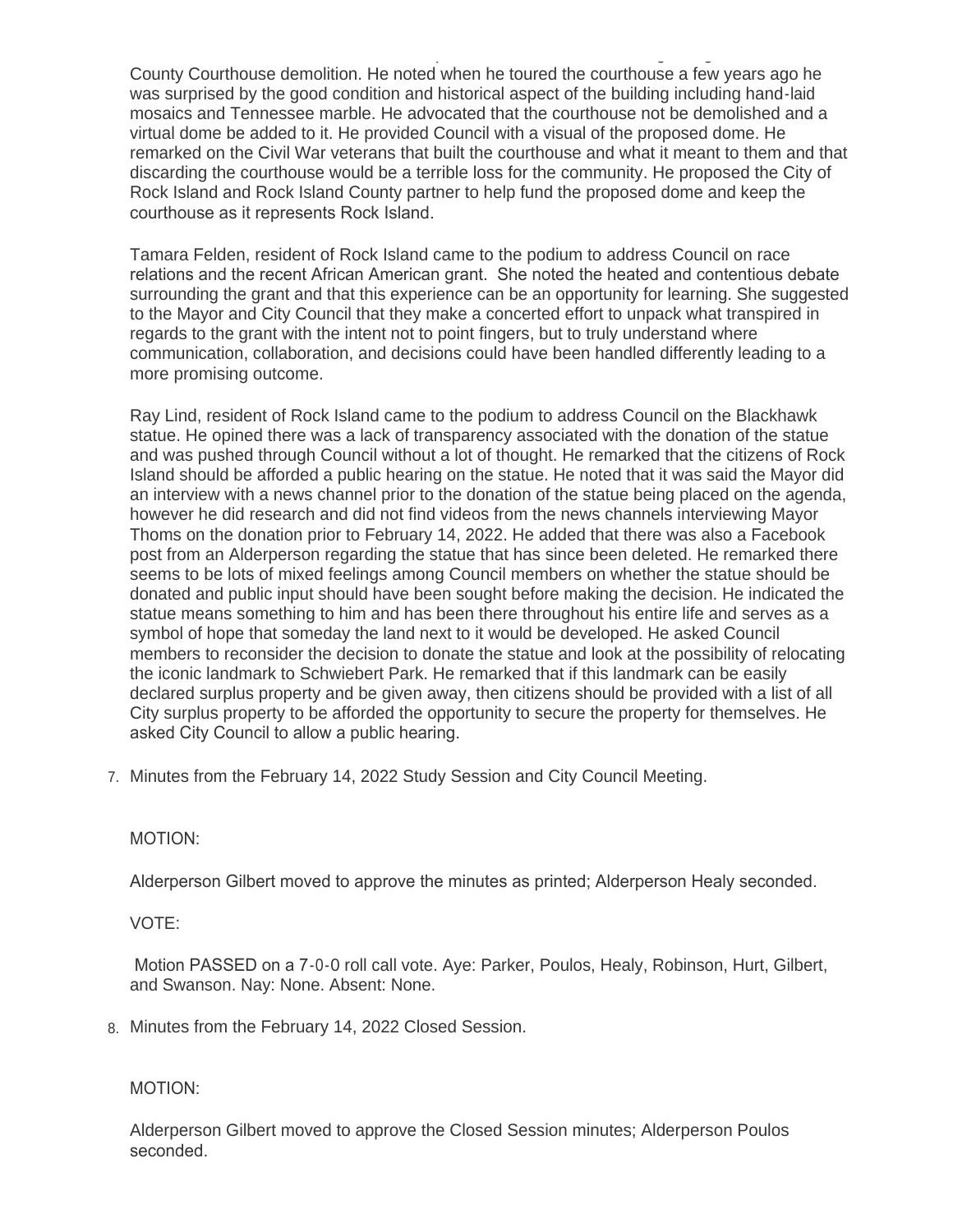County Courthouse demolition. He noted when he toured the courthouse a few years ago he was surprised by the good condition and historical aspect of the building including hand-laid mosaics and Tennessee marble. He advocated that the courthouse not be demolished and a virtual dome be added to it. He provided Council with a visual of the proposed dome. He remarked on the Civil War veterans that built the courthouse and what it meant to them and that discarding the courthouse would be a terrible loss for the community. He proposed the City of Rock Island and Rock Island County partner to help fund the proposed dome and keep the courthouse as it represents Rock Island.

Tamara Felden, resident of Rock Island came to the podium to address Council on race relations and the recent African American grant. She noted the heated and contentious debate surrounding the grant and that this experience can be an opportunity for learning. She suggested to the Mayor and City Council that they make a concerted effort to unpack what transpired in regards to the grant with the intent not to point fingers, but to truly understand where communication, collaboration, and decisions could have been handled differently leading to a more promising outcome.

Ray Lind, resident of Rock Island came to the podium to address Council on the Blackhawk statue. He opined there was a lack of transparency associated with the donation of the statue and was pushed through Council without a lot of thought. He remarked that the citizens of Rock Island should be afforded a public hearing on the statue. He noted that it was said the Mayor did an interview with a news channel prior to the donation of the statue being placed on the agenda, however he did research and did not find videos from the news channels interviewing Mayor Thoms on the donation prior to February 14, 2022. He added that there was also a Facebook post from an Alderperson regarding the statue that has since been deleted. He remarked there seems to be lots of mixed feelings among Council members on whether the statue should be donated and public input should have been sought before making the decision. He indicated the statue means something to him and has been there throughout his entire life and serves as a symbol of hope that someday the land next to it would be developed. He asked Council members to reconsider the decision to donate the statue and look at the possibility of relocating the iconic landmark to Schwiebert Park. He remarked that if this landmark can be easily declared surplus property and be given away, then citizens should be provided with a list of all City surplus property to be afforded the opportunity to secure the property for themselves. He asked City Council to allow a public hearing.

7. Minutes from the February 14, 2022 Study Session and City Council Meeting.

MOTION:

Alderperson Gilbert moved to approve the minutes as printed; Alderperson Healy seconded.

VOTE:

Motion PASSED on a 7-0-0 roll call vote. Aye: Parker, Poulos, Healy, Robinson, Hurt, Gilbert, and Swanson. Nay: None. Absent: None.

8. Minutes from the February 14, 2022 Closed Session.

MOTION:

Alderperson Gilbert moved to approve the Closed Session minutes; Alderperson Poulos seconded.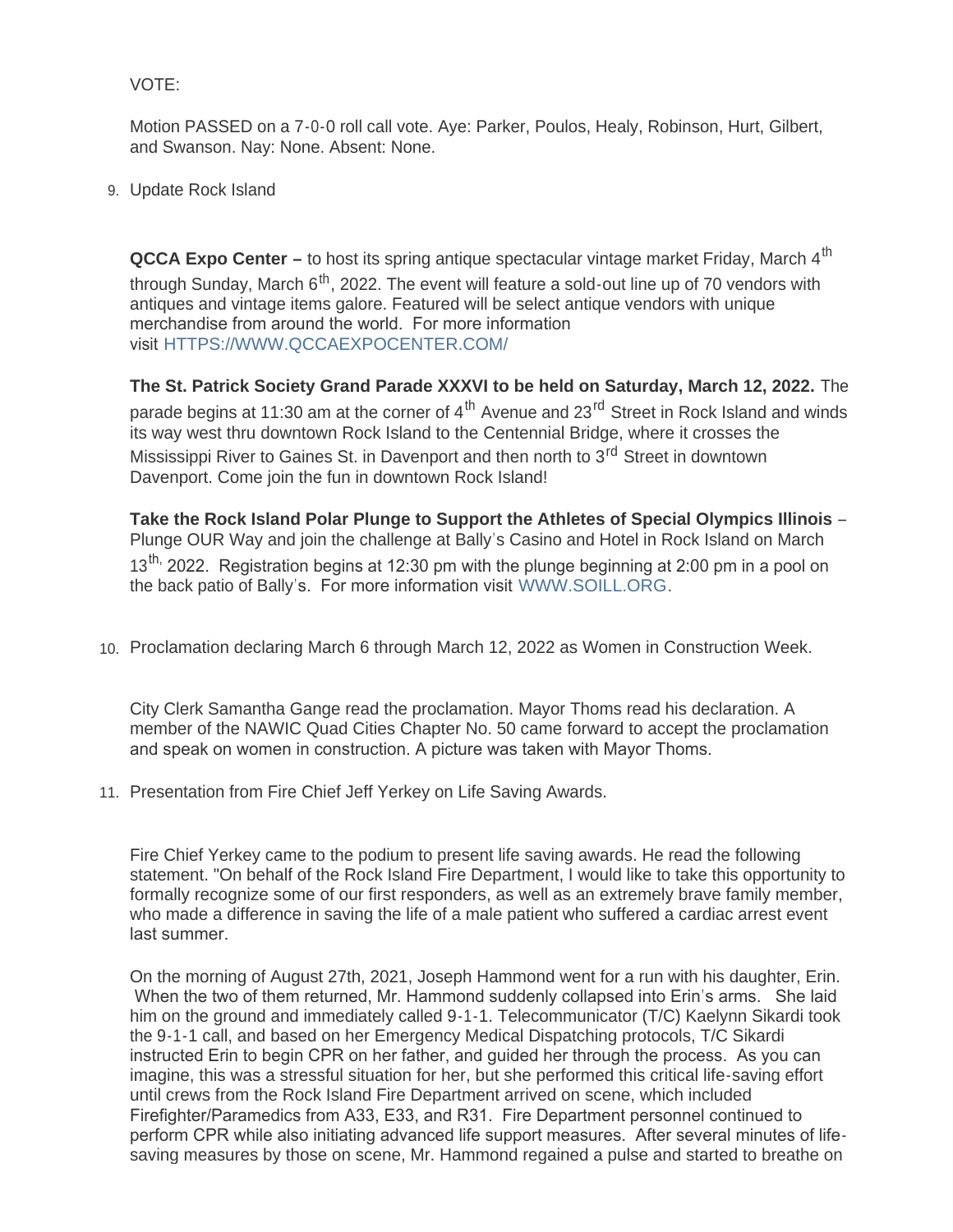VOTE:

Motion PASSED on a 7-0-0 roll call vote. Aye: Parker, Poulos, Healy, Robinson, Hurt, Gilbert, and Swanson. Nay: None. Absent: None.

9. Update Rock Island

**QCCA Expo Center –** to host its spring antique spectacular vintage market Friday, March 4th through Sunday, March 6th, 2022. The event will feature a sold-out line up of 70 vendors with antiques and vintage items galore. Featured will be select antique vendors with unique merchandise from around the world. For more information visit HTTPS://WWW.QCCAEXPOCENTER.COM/

**The St. Patrick Society Grand Parade XXXVI to be held on Saturday, March 12, 2022.** The parade begins at 11:30 am at the corner of 4th Avenue and 23rd Street in Rock Island and winds its way west thru downtown Rock Island to the Centennial Bridge, where it crosses the Mississippi River to Gaines St. in Davenport and then north to 3rd Street in downtown Davenport. Come join the fun in downtown Rock Island!

**Take the Rock Island Polar Plunge to Support the Athletes of Special Olympics Illinois** – Plunge OUR Way and join the challenge at Bally's Casino and Hotel in Rock Island on March 13th, 2022. Registration begins at 12:30 pm with the plunge beginning at 2:00 pm in a pool on the back patio of Bally's. For more information visit WWW.SOILL.ORG.

10. Proclamation declaring March 6 through March 12, 2022 as Women in Construction Week.

City Clerk Samantha Gange read the proclamation. Mayor Thoms read his declaration. A member of the NAWIC Quad Cities Chapter No. 50 came forward to accept the proclamation and speak on women in construction. A picture was taken with Mayor Thoms.

11. Presentation from Fire Chief Jeff Yerkey on Life Saving Awards.

Fire Chief Yerkey came to the podium to present life saving awards. He read the following statement. "On behalf of the Rock Island Fire Department, I would like to take this opportunity to formally recognize some of our first responders, as well as an extremely brave family member, who made a difference in saving the life of a male patient who suffered a cardiac arrest event last summer.

On the morning of August 27th, 2021, Joseph Hammond went for a run with his daughter, Erin. When the two of them returned, Mr. Hammond suddenly collapsed into Erin's arms. She laid him on the ground and immediately called 9-1-1. Telecommunicator (T/C) Kaelynn Sikardi took the 9-1-1 call, and based on her Emergency Medical Dispatching protocols, T/C Sikardi instructed Erin to begin CPR on her father, and guided her through the process. As you can imagine, this was a stressful situation for her, but she performed this critical life-saving effort until crews from the Rock Island Fire Department arrived on scene, which included Firefighter/Paramedics from A33, E33, and R31. Fire Department personnel continued to perform CPR while also initiating advanced life support measures. After several minutes of life-saving measures by those on scene, Mr. Hammond regained a pulse and started to breathe on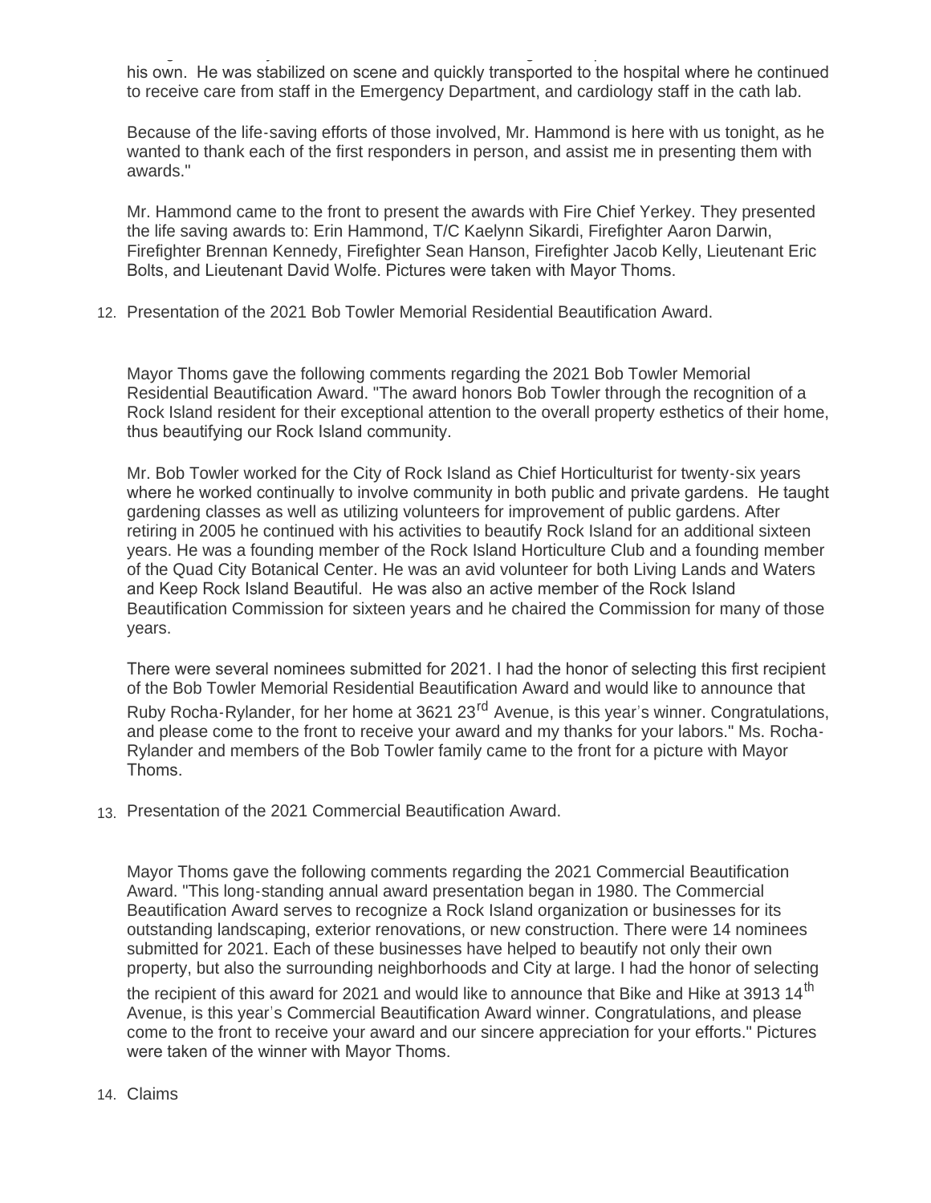his own. He was stabilized on scene and quickly transported to the hospital where he continued to receive care from staff in the Emergency Department, and cardiology staff in the cath lab.

Because of the life-saving efforts of those involved, Mr. Hammond is here with us tonight, as he wanted to thank each of the first responders in person, and assist me in presenting them with awards."

Mr. Hammond came to the front to present the awards with Fire Chief Yerkey. They presented the life saving awards to: Erin Hammond, T/C Kaelynn Sikardi, Firefighter Aaron Darwin, Firefighter Brennan Kennedy, Firefighter Sean Hanson, Firefighter Jacob Kelly, Lieutenant Eric Bolts, and Lieutenant David Wolfe. Pictures were taken with Mayor Thoms.

12. Presentation of the 2021 Bob Towler Memorial Residential Beautification Award.

Mayor Thoms gave the following comments regarding the 2021 Bob Towler Memorial Residential Beautification Award. "The award honors Bob Towler through the recognition of a Rock Island resident for their exceptional attention to the overall property esthetics of their home, thus beautifying our Rock Island community.

Mr. Bob Towler worked for the City of Rock Island as Chief Horticulturist for twenty-six years where he worked continually to involve community in both public and private gardens. He taught gardening classes as well as utilizing volunteers for improvement of public gardens. After retiring in 2005 he continued with his activities to beautify Rock Island for an additional sixteen years. He was a founding member of the Rock Island Horticulture Club and a founding member of the Quad City Botanical Center. He was an avid volunteer for both Living Lands and Waters and Keep Rock Island Beautiful. He was also an active member of the Rock Island Beautification Commission for sixteen years and he chaired the Commission for many of those years.

There were several nominees submitted for 2021. I had the honor of selecting this first recipient of the Bob Towler Memorial Residential Beautification Award and would like to announce that Ruby Rocha-Rylander, for her home at 3621 23rd Avenue, is this year's winner. Congratulations, and please come to the front to receive your award and my thanks for your labors." Ms. Rocha-Rylander and members of the Bob Towler family came to the front for a picture with Mayor Thoms.

13. Presentation of the 2021 Commercial Beautification Award.

Mayor Thoms gave the following comments regarding the 2021 Commercial Beautification Award. "This long-standing annual award presentation began in 1980. The Commercial Beautification Award serves to recognize a Rock Island organization or businesses for its outstanding landscaping, exterior renovations, or new construction. There were 14 nominees submitted for 2021. Each of these businesses have helped to beautify not only their own property, but also the surrounding neighborhoods and City at large. I had the honor of selecting the recipient of this award for 2021 and would like to announce that Bike and Hike at 3913 14th Avenue, is this year's Commercial Beautification Award winner. Congratulations, and please come to the front to receive your award and our sincere appreciation for your efforts." Pictures were taken of the winner with Mayor Thoms.

14. Claims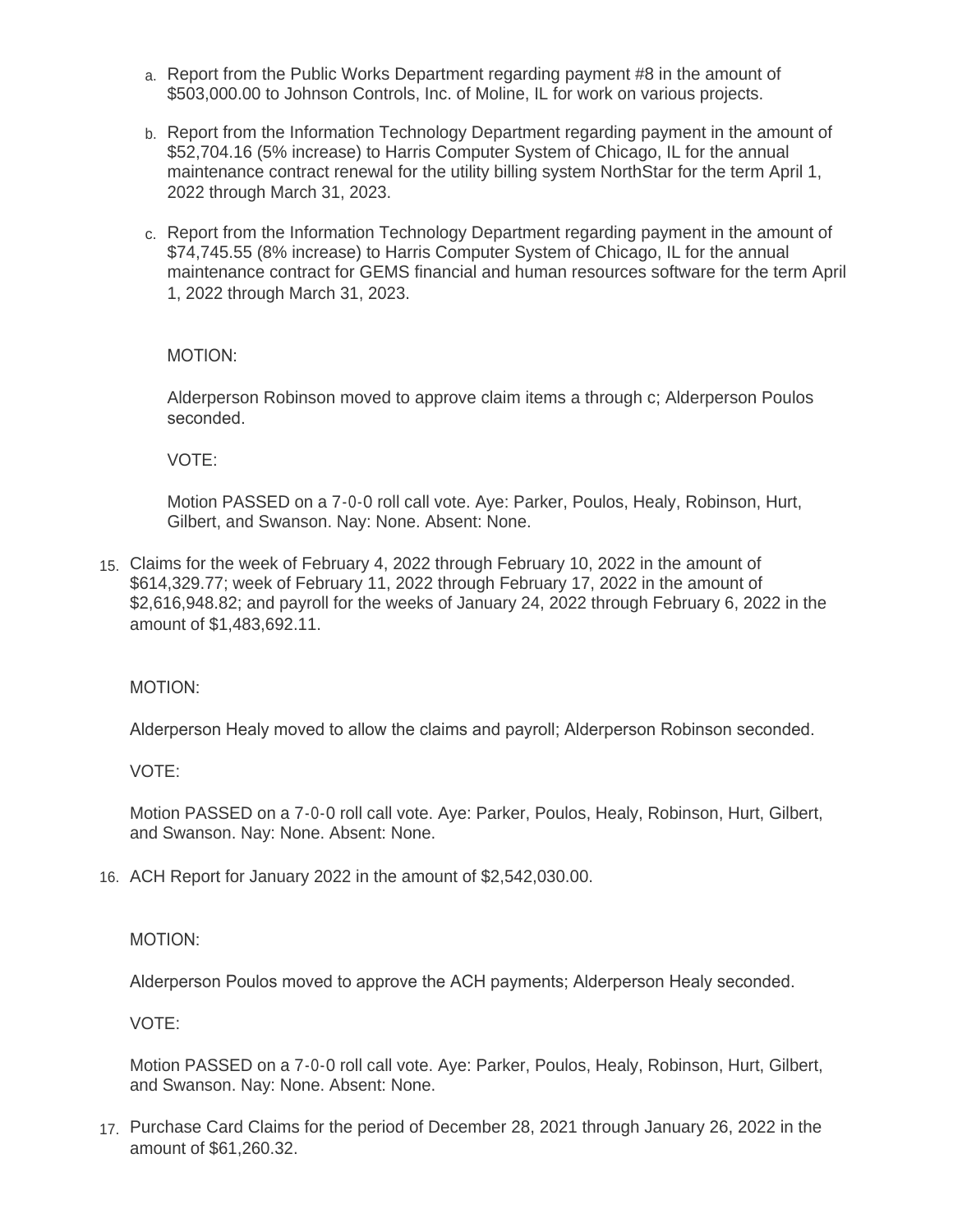a. Report from the Public Works Department regarding payment #8 in the amount of $503,000.00 to Johnson Controls, Inc. of Moline, IL for work on various projects.

b. Report from the Information Technology Department regarding payment in the amount of $52,704.16 (5% increase) to Harris Computer System of Chicago, IL for the annual maintenance contract renewal for the utility billing system NorthStar for the term April 1, 2022 through March 31, 2023.

c. Report from the Information Technology Department regarding payment in the amount of $74,745.55 (8% increase) to Harris Computer System of Chicago, IL for the annual maintenance contract for GEMS financial and human resources software for the term April 1, 2022 through March 31, 2023.

   MOTION:

   Alderperson Robinson moved to approve claim items a through c; Alderperson Poulos seconded.

   VOTE:

   Motion PASSED on a 7-0-0 roll call vote. Aye: Parker, Poulos, Healy, Robinson, Hurt, Gilbert, and Swanson. Nay: None. Absent: None.

15. Claims for the week of February 4, 2022 through February 10, 2022 in the amount of $614,329.77; week of February 11, 2022 through February 17, 2022 in the amount of $2,616,948.82; and payroll for the weeks of January 24, 2022 through February 6, 2022 in the amount of $1,483,692.11.

    MOTION:

    Alderperson Healy moved to allow the claims and payroll; Alderperson Robinson seconded.

    VOTE:

    Motion PASSED on a 7-0-0 roll call vote. Aye: Parker, Poulos, Healy, Robinson, Hurt, Gilbert, and Swanson. Nay: None. Absent: None.

16. ACH Report for January 2022 in the amount of $2,542,030.00.

    MOTION:

    Alderperson Poulos moved to approve the ACH payments; Alderperson Healy seconded.

    VOTE:

    Motion PASSED on a 7-0-0 roll call vote. Aye: Parker, Poulos, Healy, Robinson, Hurt, Gilbert, and Swanson. Nay: None. Absent: None.

17. Purchase Card Claims for the period of December 28, 2021 through January 26, 2022 in the amount of $61,260.32.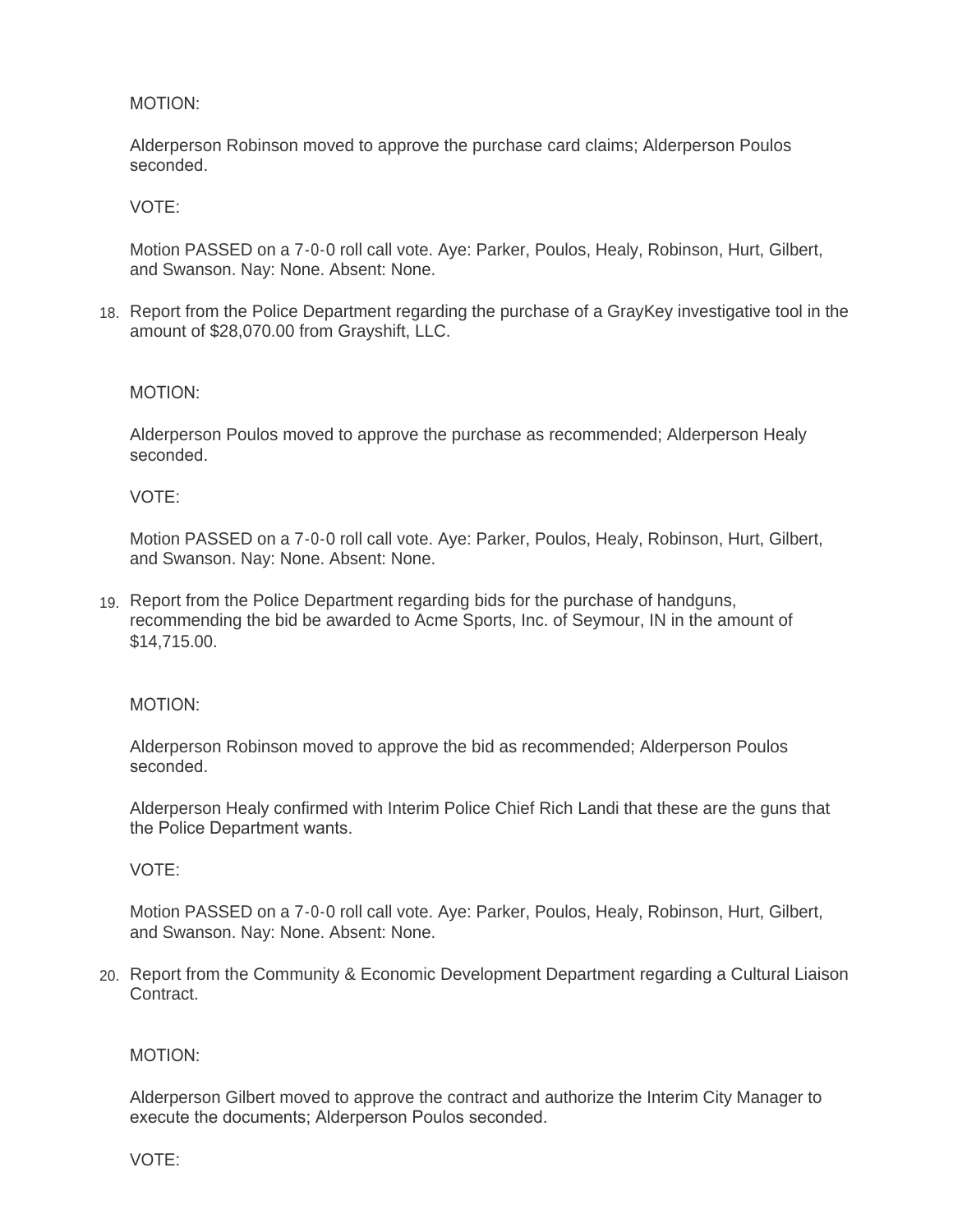MOTION:

Alderperson Robinson moved to approve the purchase card claims; Alderperson Poulos seconded.

VOTE:

Motion PASSED on a 7-0-0 roll call vote. Aye: Parker, Poulos, Healy, Robinson, Hurt, Gilbert, and Swanson. Nay: None. Absent: None.

18. Report from the Police Department regarding the purchase of a GrayKey investigative tool in the amount of $28,070.00 from Grayshift, LLC.

MOTION:

Alderperson Poulos moved to approve the purchase as recommended; Alderperson Healy seconded.

VOTE:

Motion PASSED on a 7-0-0 roll call vote. Aye: Parker, Poulos, Healy, Robinson, Hurt, Gilbert, and Swanson. Nay: None. Absent: None.

19. Report from the Police Department regarding bids for the purchase of handguns, recommending the bid be awarded to Acme Sports, Inc. of Seymour, IN in the amount of $14,715.00.

MOTION:

Alderperson Robinson moved to approve the bid as recommended; Alderperson Poulos seconded.

Alderperson Healy confirmed with Interim Police Chief Rich Landi that these are the guns that the Police Department wants.

VOTE:

Motion PASSED on a 7-0-0 roll call vote. Aye: Parker, Poulos, Healy, Robinson, Hurt, Gilbert, and Swanson. Nay: None. Absent: None.

20. Report from the Community & Economic Development Department regarding a Cultural Liaison Contract.

MOTION:

Alderperson Gilbert moved to approve the contract and authorize the Interim City Manager to execute the documents; Alderperson Poulos seconded.

VOTE: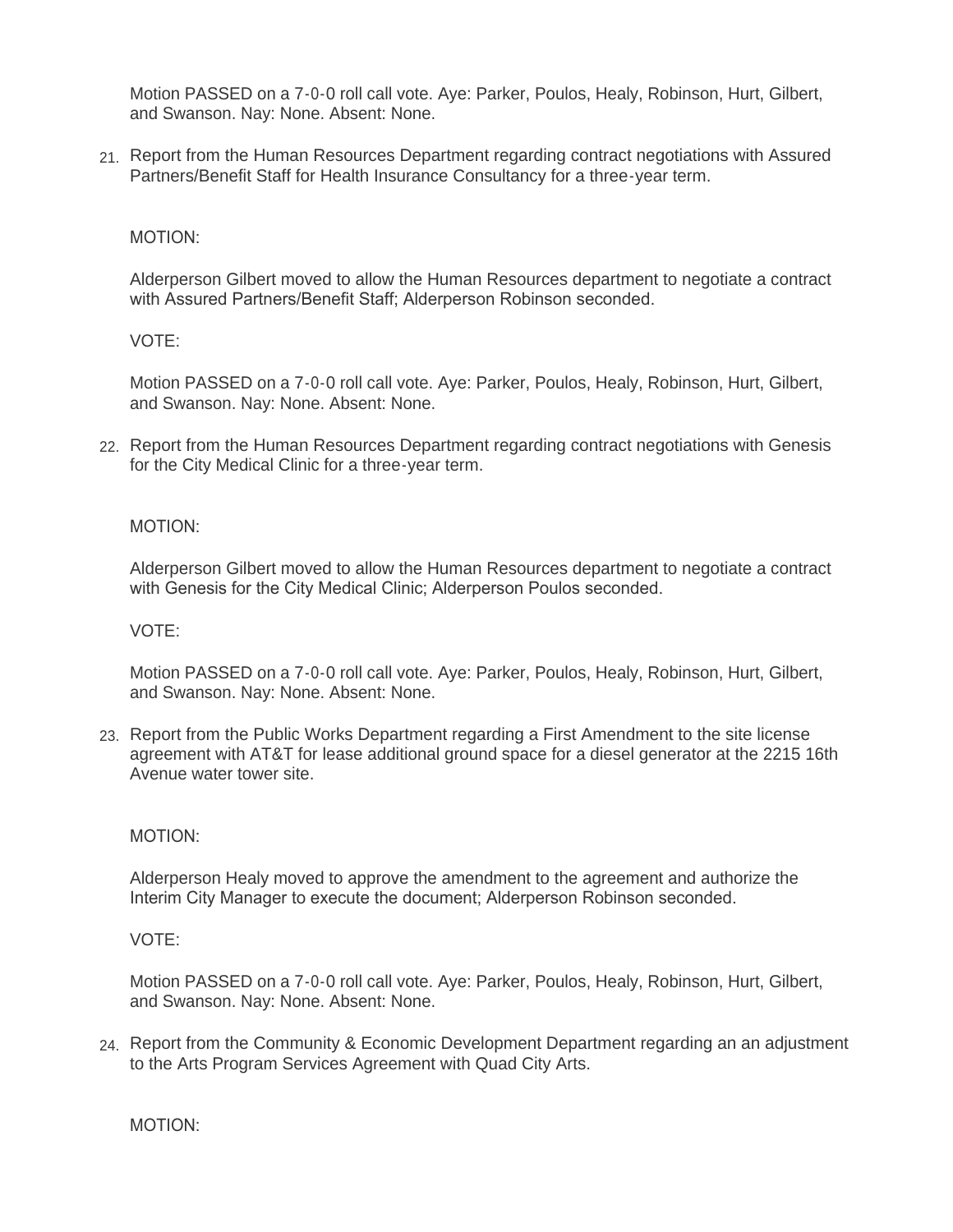Motion PASSED on a 7-0-0 roll call vote. Aye: Parker, Poulos, Healy, Robinson, Hurt, Gilbert, and Swanson. Nay: None. Absent: None.

21. Report from the Human Resources Department regarding contract negotiations with Assured Partners/Benefit Staff for Health Insurance Consultancy for a three-year term.

MOTION:

Alderperson Gilbert moved to allow the Human Resources department to negotiate a contract with Assured Partners/Benefit Staff; Alderperson Robinson seconded.

VOTE:

Motion PASSED on a 7-0-0 roll call vote. Aye: Parker, Poulos, Healy, Robinson, Hurt, Gilbert, and Swanson. Nay: None. Absent: None.

22. Report from the Human Resources Department regarding contract negotiations with Genesis for the City Medical Clinic for a three-year term.

MOTION:

Alderperson Gilbert moved to allow the Human Resources department to negotiate a contract with Genesis for the City Medical Clinic; Alderperson Poulos seconded.

VOTE:

Motion PASSED on a 7-0-0 roll call vote. Aye: Parker, Poulos, Healy, Robinson, Hurt, Gilbert, and Swanson. Nay: None. Absent: None.

23. Report from the Public Works Department regarding a First Amendment to the site license agreement with AT&T for lease additional ground space for a diesel generator at the 2215 16th Avenue water tower site.

MOTION:

Alderperson Healy moved to approve the amendment to the agreement and authorize the Interim City Manager to execute the document; Alderperson Robinson seconded.

VOTE:

Motion PASSED on a 7-0-0 roll call vote. Aye: Parker, Poulos, Healy, Robinson, Hurt, Gilbert, and Swanson. Nay: None. Absent: None.

24. Report from the Community & Economic Development Department regarding an an adjustment to the Arts Program Services Agreement with Quad City Arts.

MOTION: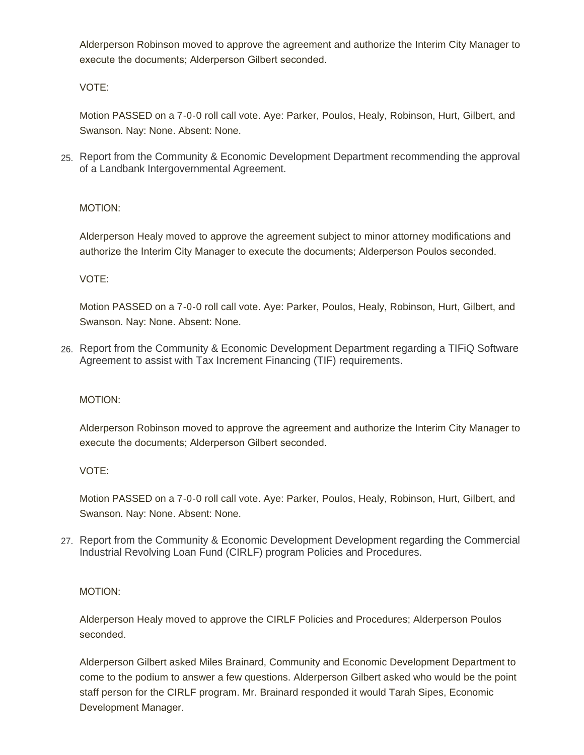Alderperson Robinson moved to approve the agreement and authorize the Interim City Manager to execute the documents; Alderperson Gilbert seconded.

VOTE:

Motion PASSED on a 7-0-0 roll call vote. Aye: Parker, Poulos, Healy, Robinson, Hurt, Gilbert, and Swanson. Nay: None. Absent: None.

25. Report from the Community & Economic Development Department recommending the approval of a Landbank Intergovernmental Agreement.

MOTION:

Alderperson Healy moved to approve the agreement subject to minor attorney modifications and authorize the Interim City Manager to execute the documents; Alderperson Poulos seconded.

VOTE:

Motion PASSED on a 7-0-0 roll call vote. Aye: Parker, Poulos, Healy, Robinson, Hurt, Gilbert, and Swanson. Nay: None. Absent: None.

26. Report from the Community & Economic Development Department regarding a TIFiQ Software Agreement to assist with Tax Increment Financing (TIF) requirements.

MOTION:

Alderperson Robinson moved to approve the agreement and authorize the Interim City Manager to execute the documents; Alderperson Gilbert seconded.

VOTE:

Motion PASSED on a 7-0-0 roll call vote. Aye: Parker, Poulos, Healy, Robinson, Hurt, Gilbert, and Swanson. Nay: None. Absent: None.

27. Report from the Community & Economic Development Development regarding the Commercial Industrial Revolving Loan Fund (CIRLF) program Policies and Procedures.

MOTION:

Alderperson Healy moved to approve the CIRLF Policies and Procedures; Alderperson Poulos seconded.

Alderperson Gilbert asked Miles Brainard, Community and Economic Development Department to come to the podium to answer a few questions. Alderperson Gilbert asked who would be the point staff person for the CIRLF program. Mr. Brainard responded it would Tarah Sipes, Economic Development Manager.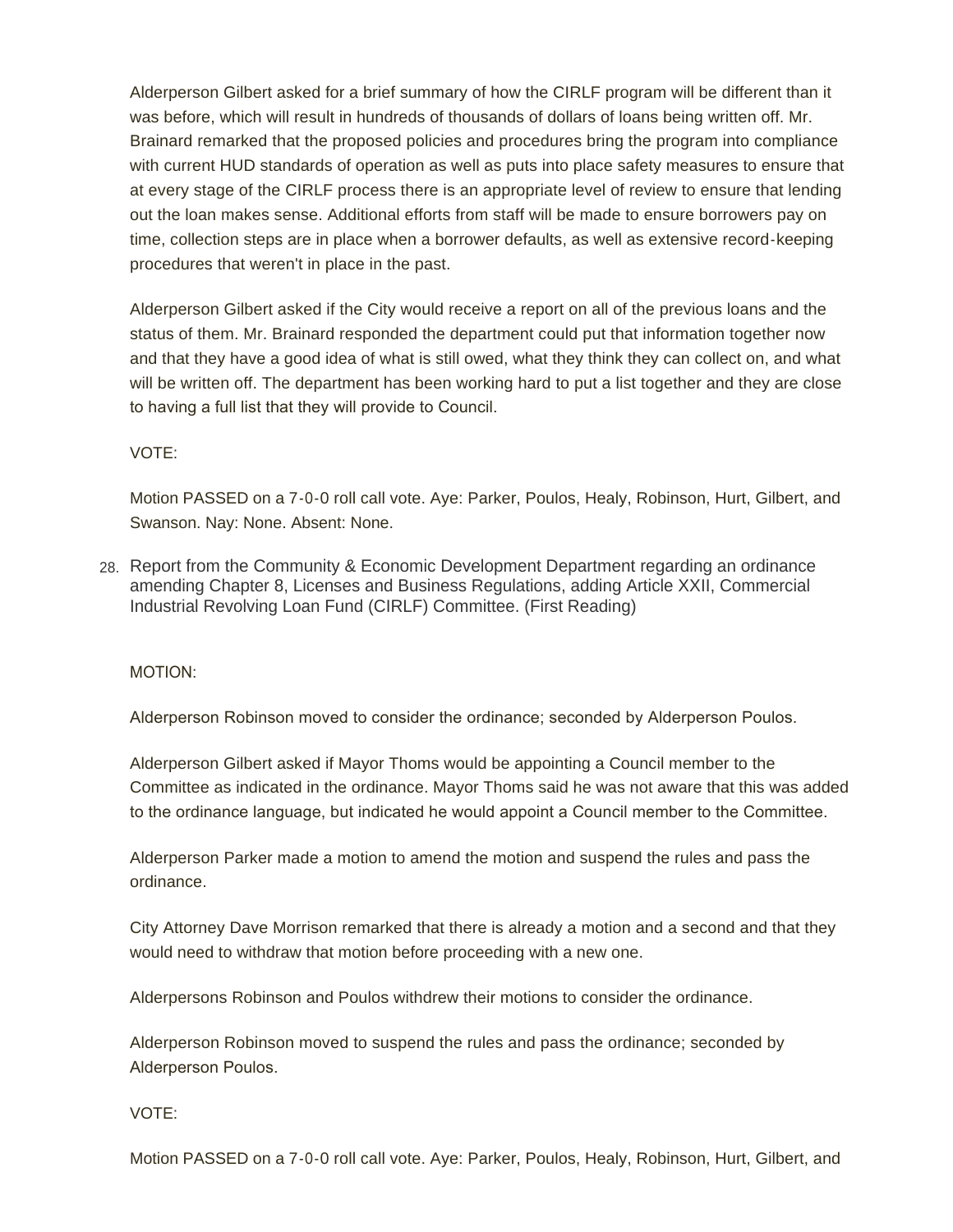Alderperson Gilbert asked for a brief summary of how the CIRLF program will be different than it was before, which will result in hundreds of thousands of dollars of loans being written off. Mr. Brainard remarked that the proposed policies and procedures bring the program into compliance with current HUD standards of operation as well as puts into place safety measures to ensure that at every stage of the CIRLF process there is an appropriate level of review to ensure that lending out the loan makes sense. Additional efforts from staff will be made to ensure borrowers pay on time, collection steps are in place when a borrower defaults, as well as extensive record-keeping procedures that weren't in place in the past.

Alderperson Gilbert asked if the City would receive a report on all of the previous loans and the status of them. Mr. Brainard responded the department could put that information together now and that they have a good idea of what is still owed, what they think they can collect on, and what will be written off. The department has been working hard to put a list together and they are close to having a full list that they will provide to Council.

VOTE:

Motion PASSED on a 7-0-0 roll call vote. Aye: Parker, Poulos, Healy, Robinson, Hurt, Gilbert, and Swanson. Nay: None. Absent: None.

28. Report from the Community & Economic Development Department regarding an ordinance amending Chapter 8, Licenses and Business Regulations, adding Article XXII, Commercial Industrial Revolving Loan Fund (CIRLF) Committee. (First Reading)

MOTION:

Alderperson Robinson moved to consider the ordinance; seconded by Alderperson Poulos.

Alderperson Gilbert asked if Mayor Thoms would be appointing a Council member to the Committee as indicated in the ordinance. Mayor Thoms said he was not aware that this was added to the ordinance language, but indicated he would appoint a Council member to the Committee.

Alderperson Parker made a motion to amend the motion and suspend the rules and pass the ordinance.

City Attorney Dave Morrison remarked that there is already a motion and a second and that they would need to withdraw that motion before proceeding with a new one.

Alderpersons Robinson and Poulos withdrew their motions to consider the ordinance.

Alderperson Robinson moved to suspend the rules and pass the ordinance; seconded by Alderperson Poulos.

VOTE:

Motion PASSED on a 7-0-0 roll call vote. Aye: Parker, Poulos, Healy, Robinson, Hurt, Gilbert, and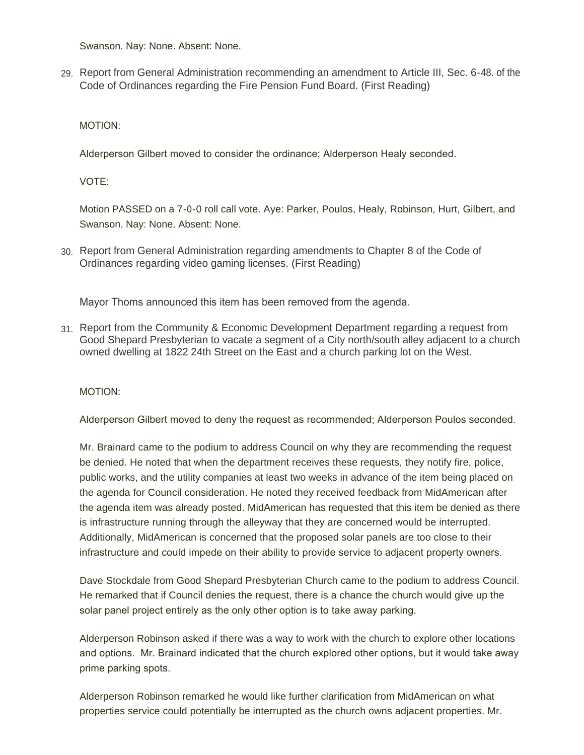Swanson. Nay: None. Absent: None.

29. Report from General Administration recommending an amendment to Article III, Sec. 6-48. of the Code of Ordinances regarding the Fire Pension Fund Board. (First Reading)

    MOTION:

    Alderperson Gilbert moved to consider the ordinance; Alderperson Healy seconded.

    VOTE:

    Motion PASSED on a 7-0-0 roll call vote. Aye: Parker, Poulos, Healy, Robinson, Hurt, Gilbert, and Swanson. Nay: None. Absent: None.

30. Report from General Administration regarding amendments to Chapter 8 of the Code of Ordinances regarding video gaming licenses. (First Reading)

    Mayor Thoms announced this item has been removed from the agenda.

31. Report from the Community & Economic Development Department regarding a request from Good Shepard Presbyterian to vacate a segment of a City north/south alley adjacent to a church owned dwelling at 1822 24th Street on the East and a church parking lot on the West.

    MOTION:

    Alderperson Gilbert moved to deny the request as recommended; Alderperson Poulos seconded.

    Mr. Brainard came to the podium to address Council on why they are recommending the request be denied. He noted that when the department receives these requests, they notify fire, police, public works, and the utility companies at least two weeks in advance of the item being placed on the agenda for Council consideration. He noted they received feedback from MidAmerican after the agenda item was already posted. MidAmerican has requested that this item be denied as there is infrastructure running through the alleyway that they are concerned would be interrupted. Additionally, MidAmerican is concerned that the proposed solar panels are too close to their infrastructure and could impede on their ability to provide service to adjacent property owners.

    Dave Stockdale from Good Shepard Presbyterian Church came to the podium to address Council. He remarked that if Council denies the request, there is a chance the church would give up the solar panel project entirely as the only other option is to take away parking.

    Alderperson Robinson asked if there was a way to work with the church to explore other locations and options. Mr. Brainard indicated that the church explored other options, but it would take away prime parking spots.

    Alderperson Robinson remarked he would like further clarification from MidAmerican on what properties service could potentially be interrupted as the church owns adjacent properties. Mr.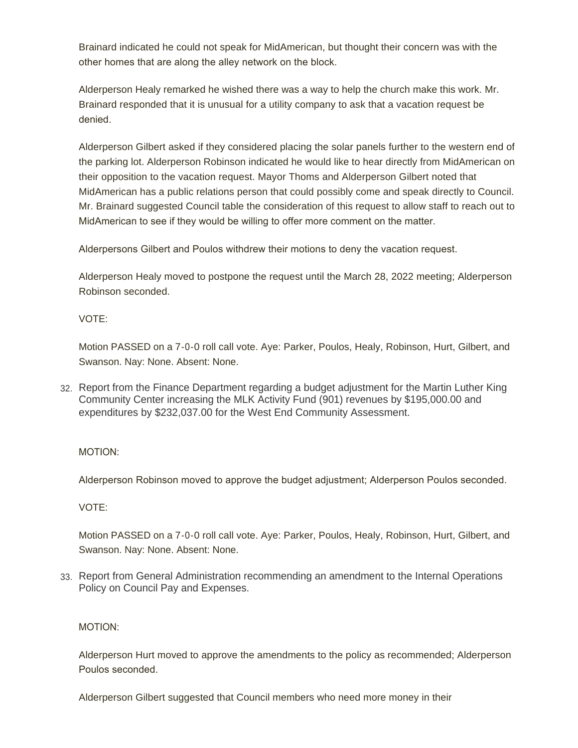Brainard indicated he could not speak for MidAmerican, but thought their concern was with the other homes that are along the alley network on the block.

Alderperson Healy remarked he wished there was a way to help the church make this work. Mr. Brainard responded that it is unusual for a utility company to ask that a vacation request be denied.

Alderperson Gilbert asked if they considered placing the solar panels further to the western end of the parking lot. Alderperson Robinson indicated he would like to hear directly from MidAmerican on their opposition to the vacation request. Mayor Thoms and Alderperson Gilbert noted that MidAmerican has a public relations person that could possibly come and speak directly to Council. Mr. Brainard suggested Council table the consideration of this request to allow staff to reach out to MidAmerican to see if they would be willing to offer more comment on the matter.

Alderpersons Gilbert and Poulos withdrew their motions to deny the vacation request.

Alderperson Healy moved to postpone the request until the March 28, 2022 meeting; Alderperson Robinson seconded.

VOTE:

Motion PASSED on a 7-0-0 roll call vote. Aye: Parker, Poulos, Healy, Robinson, Hurt, Gilbert, and Swanson. Nay: None. Absent: None.

32. Report from the Finance Department regarding a budget adjustment for the Martin Luther King Community Center increasing the MLK Activity Fund (901) revenues by $195,000.00 and expenditures by $232,037.00 for the West End Community Assessment.

MOTION:

Alderperson Robinson moved to approve the budget adjustment; Alderperson Poulos seconded.

VOTE:

Motion PASSED on a 7-0-0 roll call vote. Aye: Parker, Poulos, Healy, Robinson, Hurt, Gilbert, and Swanson. Nay: None. Absent: None.

33. Report from General Administration recommending an amendment to the Internal Operations Policy on Council Pay and Expenses.

MOTION:

Alderperson Hurt moved to approve the amendments to the policy as recommended; Alderperson Poulos seconded.

Alderperson Gilbert suggested that Council members who need more money in their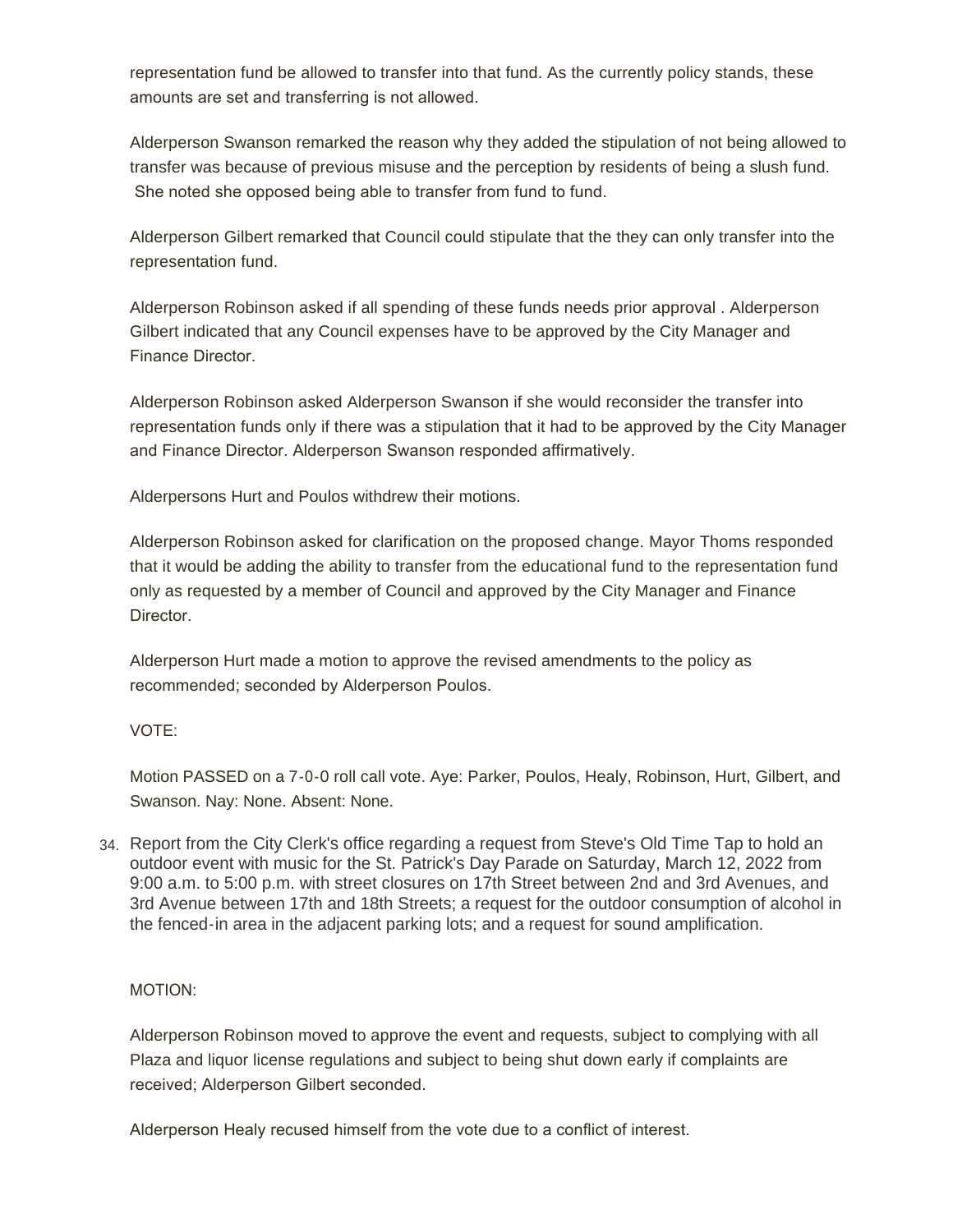representation fund be allowed to transfer into that fund. As the currently policy stands, these amounts are set and transferring is not allowed.

Alderperson Swanson remarked the reason why they added the stipulation of not being allowed to transfer was because of previous misuse and the perception by residents of being a slush fund. She noted she opposed being able to transfer from fund to fund.

Alderperson Gilbert remarked that Council could stipulate that the they can only transfer into the representation fund.

Alderperson Robinson asked if all spending of these funds needs prior approval . Alderperson Gilbert indicated that any Council expenses have to be approved by the City Manager and Finance Director.

Alderperson Robinson asked Alderperson Swanson if she would reconsider the transfer into representation funds only if there was a stipulation that it had to be approved by the City Manager and Finance Director. Alderperson Swanson responded affirmatively.

Alderpersons Hurt and Poulos withdrew their motions.

Alderperson Robinson asked for clarification on the proposed change. Mayor Thoms responded that it would be adding the ability to transfer from the educational fund to the representation fund only as requested by a member of Council and approved by the City Manager and Finance Director.

Alderperson Hurt made a motion to approve the revised amendments to the policy as recommended; seconded by Alderperson Poulos.

VOTE:

Motion PASSED on a 7-0-0 roll call vote. Aye: Parker, Poulos, Healy, Robinson, Hurt, Gilbert, and Swanson. Nay: None. Absent: None.

34. Report from the City Clerk's office regarding a request from Steve's Old Time Tap to hold an outdoor event with music for the St. Patrick's Day Parade on Saturday, March 12, 2022 from 9:00 a.m. to 5:00 p.m. with street closures on 17th Street between 2nd and 3rd Avenues, and 3rd Avenue between 17th and 18th Streets; a request for the outdoor consumption of alcohol in the fenced-in area in the adjacent parking lots; and a request for sound amplification.

MOTION:

Alderperson Robinson moved to approve the event and requests, subject to complying with all Plaza and liquor license regulations and subject to being shut down early if complaints are received; Alderperson Gilbert seconded.

Alderperson Healy recused himself from the vote due to a conflict of interest.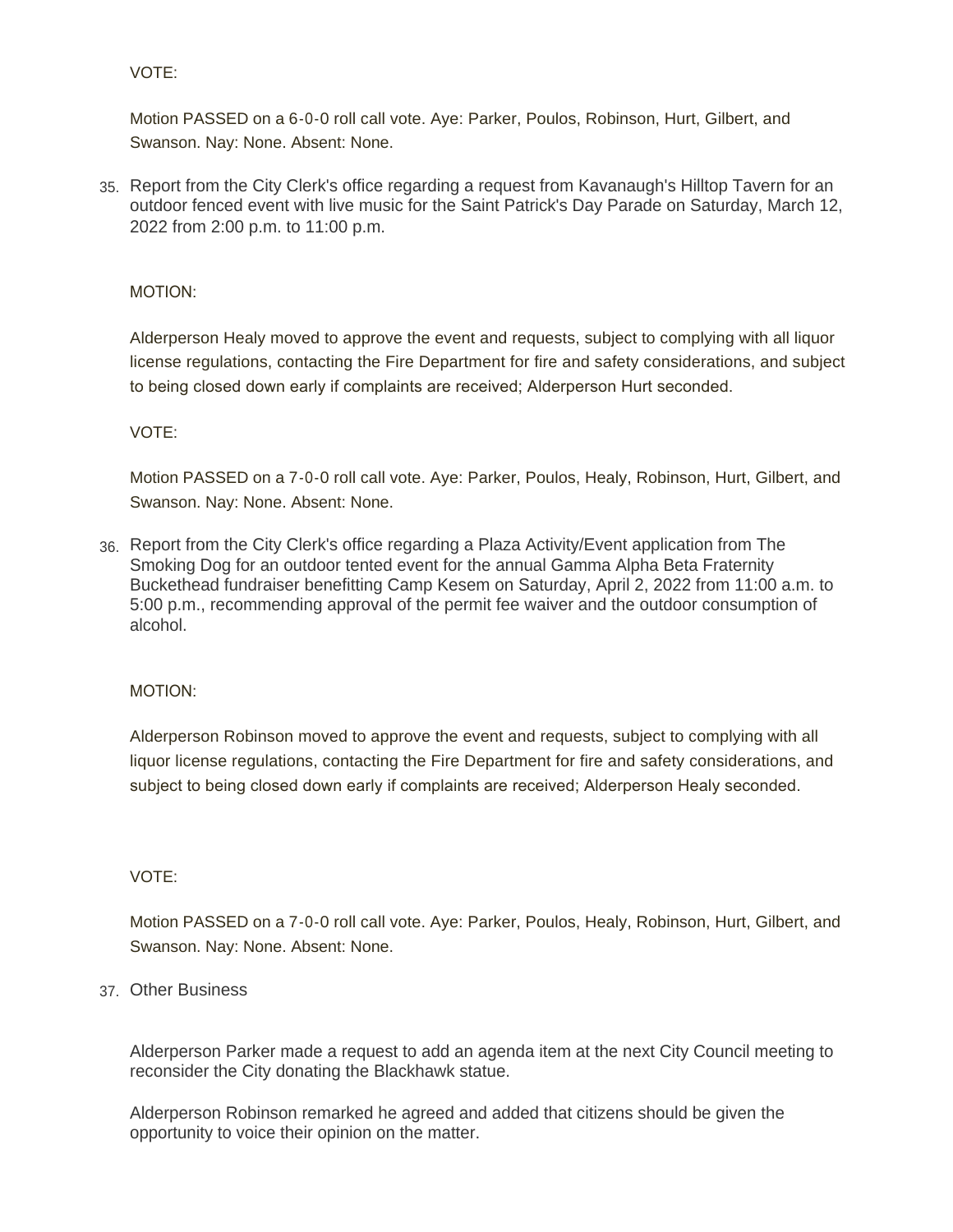VOTE:

Motion PASSED on a 6-0-0 roll call vote. Aye: Parker, Poulos, Robinson, Hurt, Gilbert, and Swanson. Nay: None. Absent: None.

35. Report from the City Clerk's office regarding a request from Kavanaugh's Hilltop Tavern for an outdoor fenced event with live music for the Saint Patrick's Day Parade on Saturday, March 12, 2022 from 2:00 p.m. to 11:00 p.m.

MOTION:

Alderperson Healy moved to approve the event and requests, subject to complying with all liquor license regulations, contacting the Fire Department for fire and safety considerations, and subject to being closed down early if complaints are received; Alderperson Hurt seconded.

VOTE:

Motion PASSED on a 7-0-0 roll call vote. Aye: Parker, Poulos, Healy, Robinson, Hurt, Gilbert, and Swanson. Nay: None. Absent: None.

36. Report from the City Clerk's office regarding a Plaza Activity/Event application from The Smoking Dog for an outdoor tented event for the annual Gamma Alpha Beta Fraternity Buckethead fundraiser benefitting Camp Kesem on Saturday, April 2, 2022 from 11:00 a.m. to 5:00 p.m., recommending approval of the permit fee waiver and the outdoor consumption of alcohol.

MOTION:

Alderperson Robinson moved to approve the event and requests, subject to complying with all liquor license regulations, contacting the Fire Department for fire and safety considerations, and subject to being closed down early if complaints are received; Alderperson Healy seconded.

VOTE:

Motion PASSED on a 7-0-0 roll call vote. Aye: Parker, Poulos, Healy, Robinson, Hurt, Gilbert, and Swanson. Nay: None. Absent: None.

37. Other Business

Alderperson Parker made a request to add an agenda item at the next City Council meeting to reconsider the City donating the Blackhawk statue.

Alderperson Robinson remarked he agreed and added that citizens should be given the opportunity to voice their opinion on the matter.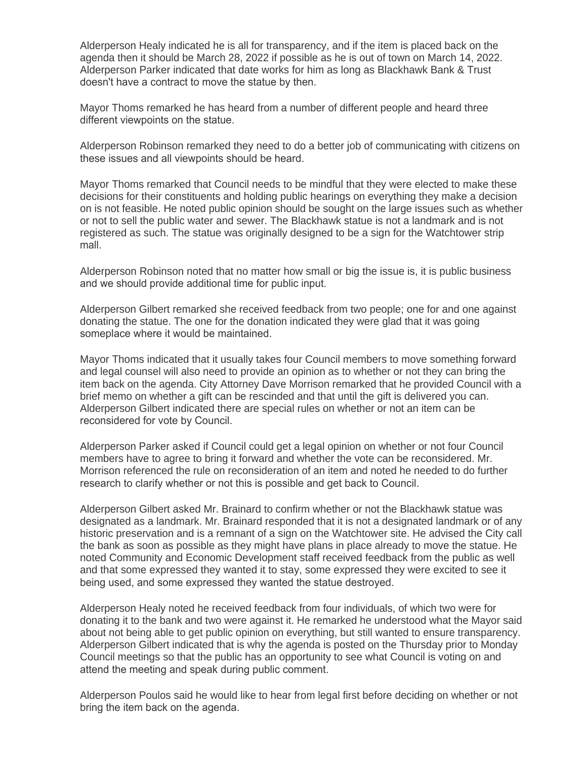Alderperson Healy indicated he is all for transparency, and if the item is placed back on the agenda then it should be March 28, 2022 if possible as he is out of town on March 14, 2022. Alderperson Parker indicated that date works for him as long as Blackhawk Bank & Trust doesn't have a contract to move the statue by then.

Mayor Thoms remarked he has heard from a number of different people and heard three different viewpoints on the statue.

Alderperson Robinson remarked they need to do a better job of communicating with citizens on these issues and all viewpoints should be heard.

Mayor Thoms remarked that Council needs to be mindful that they were elected to make these decisions for their constituents and holding public hearings on everything they make a decision on is not feasible. He noted public opinion should be sought on the large issues such as whether or not to sell the public water and sewer. The Blackhawk statue is not a landmark and is not registered as such. The statue was originally designed to be a sign for the Watchtower strip mall.

Alderperson Robinson noted that no matter how small or big the issue is, it is public business and we should provide additional time for public input.

Alderperson Gilbert remarked she received feedback from two people; one for and one against donating the statue. The one for the donation indicated they were glad that it was going someplace where it would be maintained.

Mayor Thoms indicated that it usually takes four Council members to move something forward and legal counsel will also need to provide an opinion as to whether or not they can bring the item back on the agenda. City Attorney Dave Morrison remarked that he provided Council with a brief memo on whether a gift can be rescinded and that until the gift is delivered you can. Alderperson Gilbert indicated there are special rules on whether or not an item can be reconsidered for vote by Council.

Alderperson Parker asked if Council could get a legal opinion on whether or not four Council members have to agree to bring it forward and whether the vote can be reconsidered. Mr. Morrison referenced the rule on reconsideration of an item and noted he needed to do further research to clarify whether or not this is possible and get back to Council.

Alderperson Gilbert asked Mr. Brainard to confirm whether or not the Blackhawk statue was designated as a landmark. Mr. Brainard responded that it is not a designated landmark or of any historic preservation and is a remnant of a sign on the Watchtower site. He advised the City call the bank as soon as possible as they might have plans in place already to move the statue. He noted Community and Economic Development staff received feedback from the public as well and that some expressed they wanted it to stay, some expressed they were excited to see it being used, and some expressed they wanted the statue destroyed.

Alderperson Healy noted he received feedback from four individuals, of which two were for donating it to the bank and two were against it. He remarked he understood what the Mayor said about not being able to get public opinion on everything, but still wanted to ensure transparency. Alderperson Gilbert indicated that is why the agenda is posted on the Thursday prior to Monday Council meetings so that the public has an opportunity to see what Council is voting on and attend the meeting and speak during public comment.

Alderperson Poulos said he would like to hear from legal first before deciding on whether or not bring the item back on the agenda.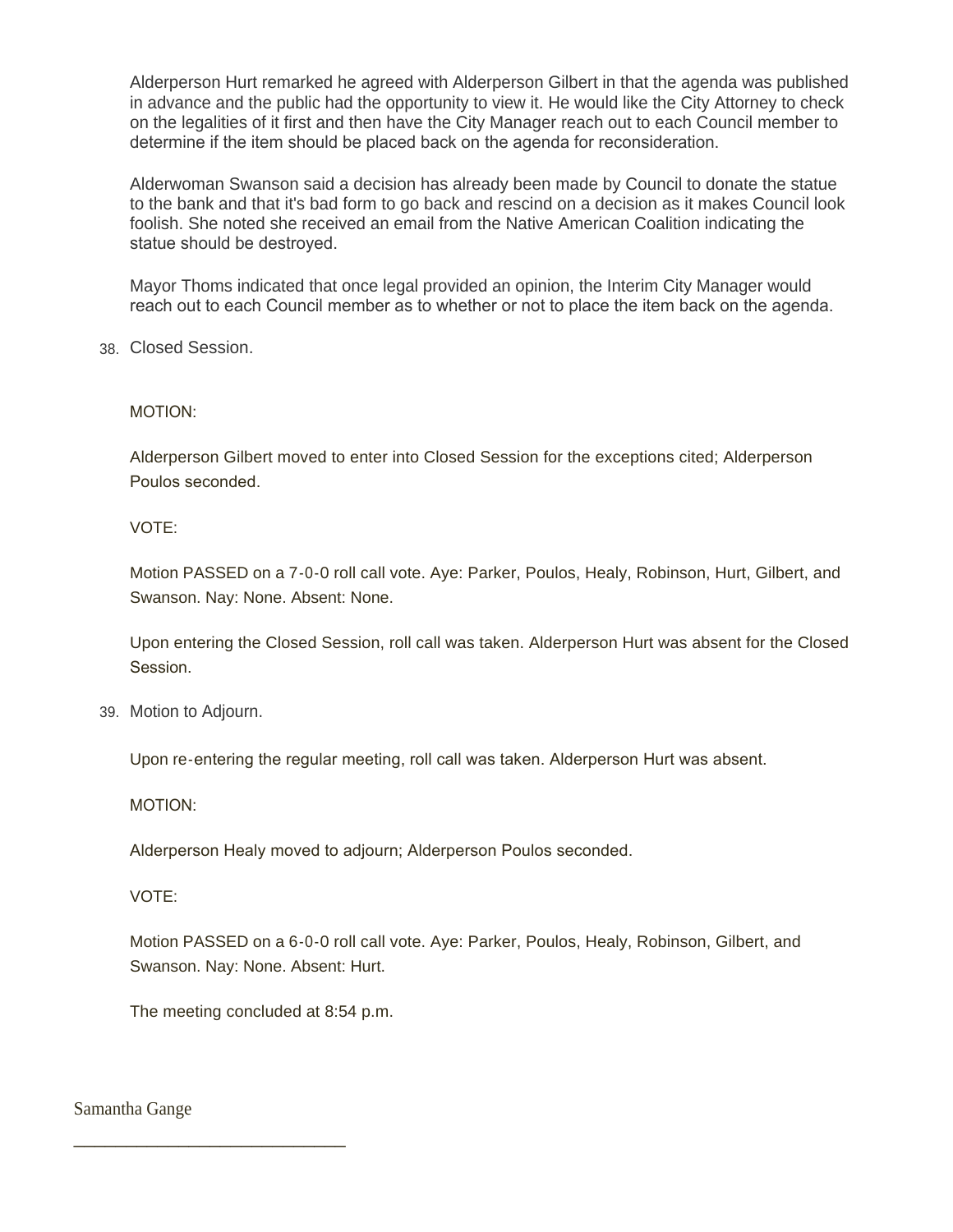Alderperson Hurt remarked he agreed with Alderperson Gilbert in that the agenda was published in advance and the public had the opportunity to view it. He would like the City Attorney to check on the legalities of it first and then have the City Manager reach out to each Council member to determine if the item should be placed back on the agenda for reconsideration.

Alderwoman Swanson said a decision has already been made by Council to donate the statue to the bank and that it's bad form to go back and rescind on a decision as it makes Council look foolish. She noted she received an email from the Native American Coalition indicating the statue should be destroyed.

Mayor Thoms indicated that once legal provided an opinion, the Interim City Manager would reach out to each Council member as to whether or not to place the item back on the agenda.

38. Closed Session.

MOTION:

Alderperson Gilbert moved to enter into Closed Session for the exceptions cited; Alderperson Poulos seconded.

VOTE:

Motion PASSED on a 7-0-0 roll call vote. Aye: Parker, Poulos, Healy, Robinson, Hurt, Gilbert, and Swanson. Nay: None. Absent: None.

Upon entering the Closed Session, roll call was taken. Alderperson Hurt was absent for the Closed Session.

39. Motion to Adjourn.

Upon re-entering the regular meeting, roll call was taken. Alderperson Hurt was absent.

MOTION:

Alderperson Healy moved to adjourn; Alderperson Poulos seconded.

VOTE:

Motion PASSED on a 6-0-0 roll call vote. Aye: Parker, Poulos, Healy, Robinson, Gilbert, and Swanson. Nay: None. Absent: Hurt.

The meeting concluded at 8:54 p.m.

Samantha Gange

\_\_\_\_\_\_\_\_\_\_\_\_\_\_\_\_\_\_\_\_\_\_\_\_\_\_\_\_\_\_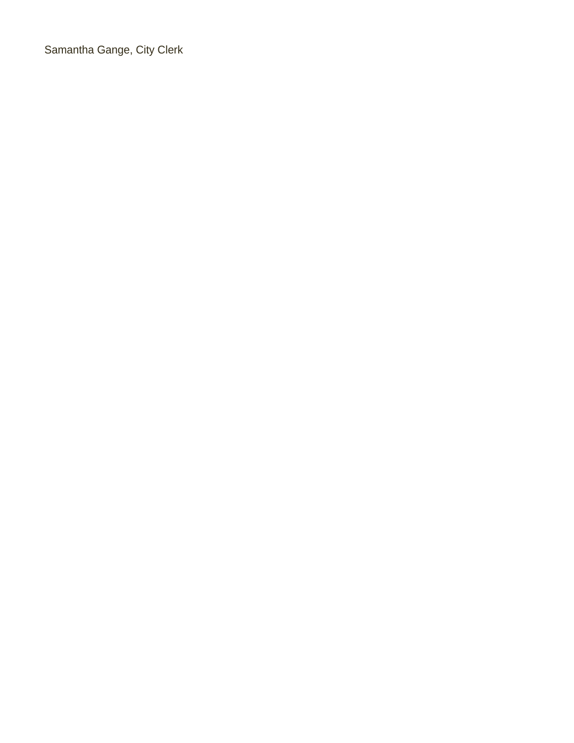Samantha Gange, City Clerk